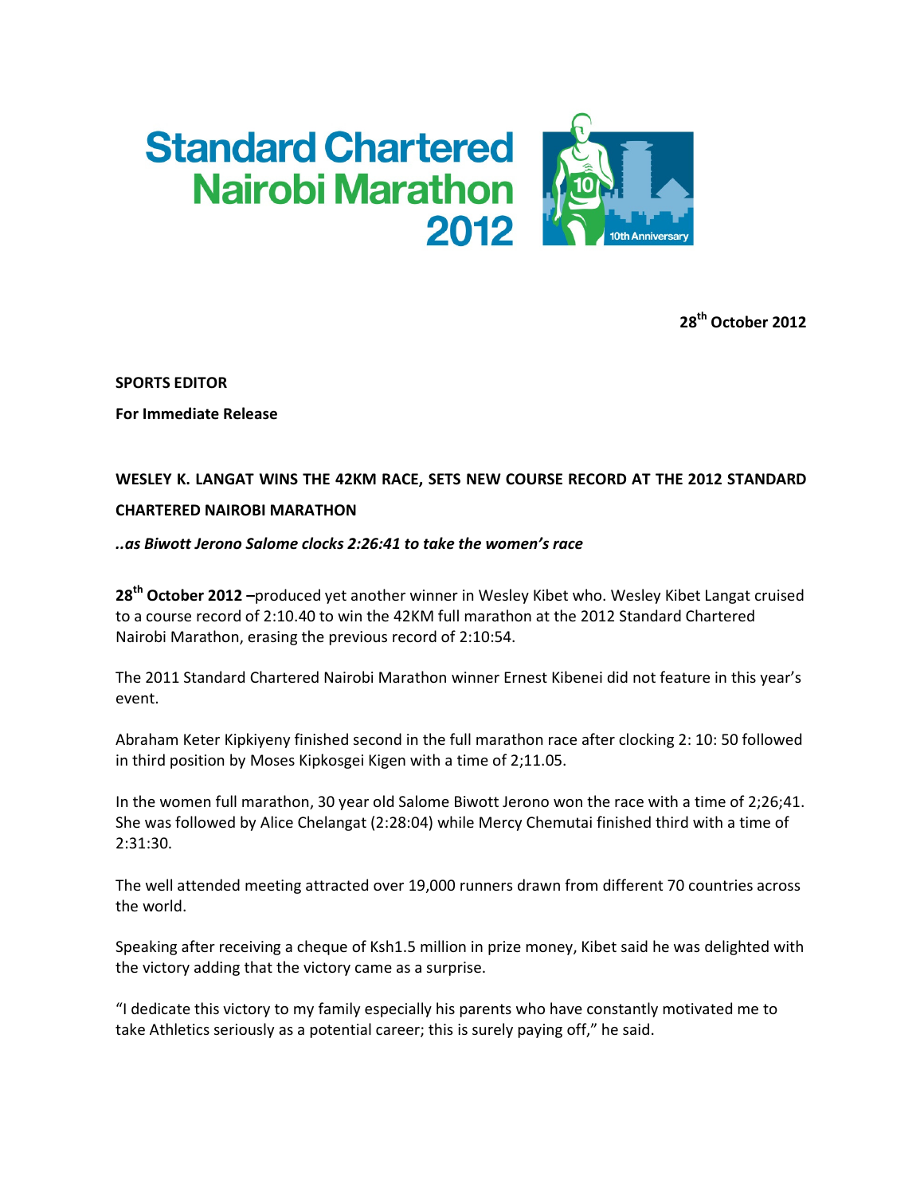# Standard Chartered Nairobi Marathon 2012

**28th October 2012**

**SPORTS EDITOR**

**For Immediate Release**

**WESLEY K. LANGAT WINS THE 42KM RACE, SETS NEW COURSE RECORD AT THE 2012 STANDARD CHARTERED NAIROBI MARATHON**

***..as Biwott Jerono Salome clocks 2:26:41 to take the women's race***

**28th October 2012 –**produced yet another winner in Wesley Kibet who. Wesley Kibet Langat cruised to a course record of 2:10.40 to win the 42KM full marathon at the 2012 Standard Chartered Nairobi Marathon, erasing the previous record of 2:10:54.

The 2011 Standard Chartered Nairobi Marathon winner Ernest Kibenei did not feature in this year's event.

Abraham Keter Kipkiyeny finished second in the full marathon race after clocking 2: 10: 50 followed in third position by Moses Kipkosgei Kigen with a time of 2;11.05.

In the women full marathon, 30 year old Salome Biwott Jerono won the race with a time of 2;26;41. She was followed by Alice Chelangat (2:28:04) while Mercy Chemutai finished third with a time of 2:31:30.

The well attended meeting attracted over 19,000 runners drawn from different 70 countries across the world.

Speaking after receiving a cheque of Ksh1.5 million in prize money, Kibet said he was delighted with the victory adding that the victory came as a surprise.

"I dedicate this victory to my family especially his parents who have constantly motivated me to take Athletics seriously as a potential career; this is surely paying off," he said.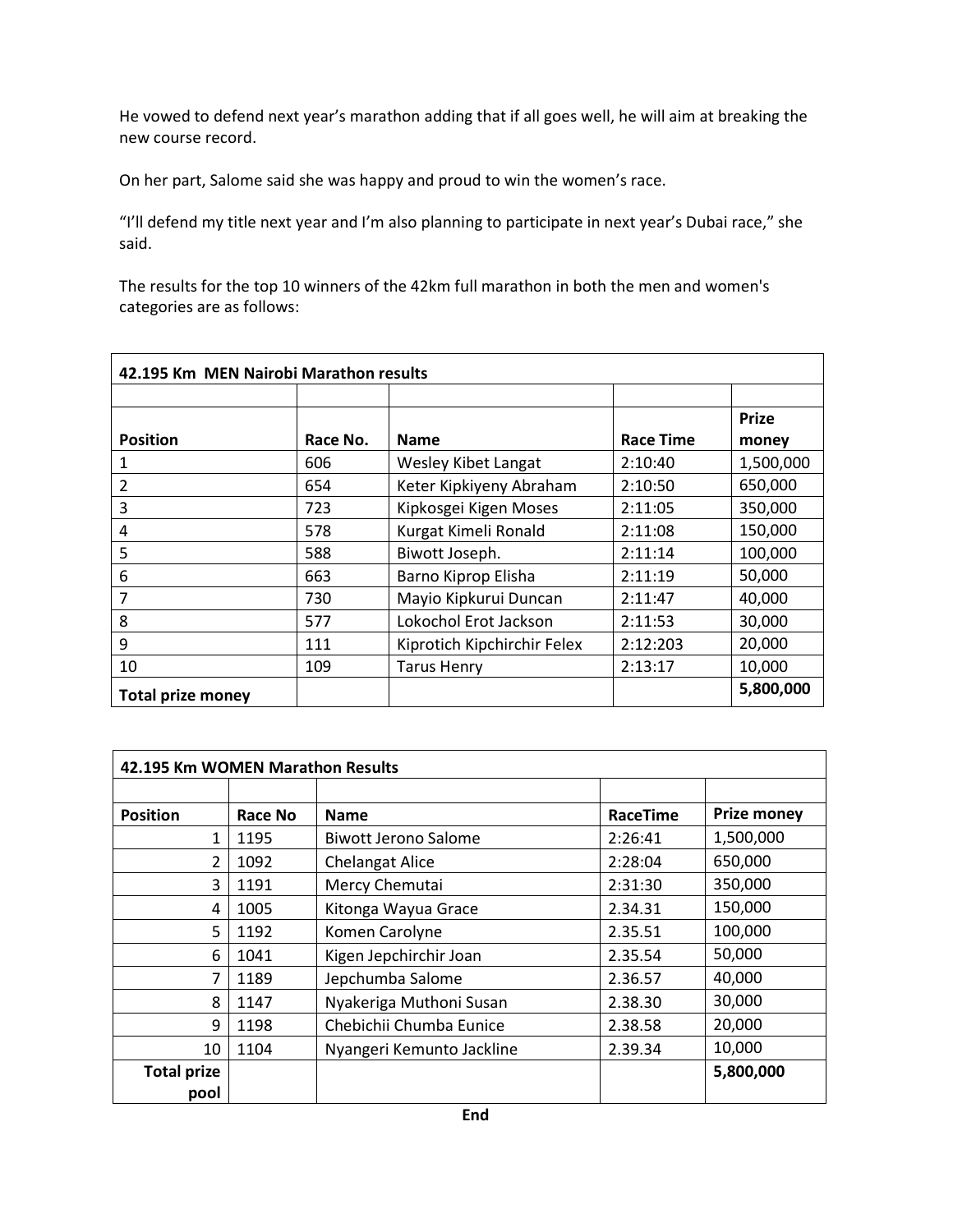He vowed to defend next year's marathon adding that if all goes well, he will aim at breaking the new course record.

On her part, Salome said she was happy and proud to win the women's race.

"I'll defend my title next year and I'm also planning to participate in next year's Dubai race," she said.

The results for the top 10 winners of the 42km full marathon in both the men and women's categories are as follows:

| 42.195 Km MEN Nairobi Marathon results | | | | |
|---|---|---|---|---|
| | | | | |
| **Position** | **Race No.** | **Name** | **Race Time** | **Prize money** |
| 1 | 606 | Wesley Kibet Langat | 2:10:40 | 1,500,000 |
| 2 | 654 | Keter Kipkiyeny Abraham | 2:10:50 | 650,000 |
| 3 | 723 | Kipkosgei Kigen Moses | 2:11:05 | 350,000 |
| 4 | 578 | Kurgat Kimeli Ronald | 2:11:08 | 150,000 |
| 5 | 588 | Biwott Joseph. | 2:11:14 | 100,000 |
| 6 | 663 | Barno Kiprop Elisha | 2:11:19 | 50,000 |
| 7 | 730 | Mayio Kipkurui Duncan | 2:11:47 | 40,000 |
| 8 | 577 | Lokochol Erot Jackson | 2:11:53 | 30,000 |
| 9 | 111 | Kiprotich Kipchirchir Felex | 2:12:203 | 20,000 |
| 10 | 109 | Tarus Henry | 2:13:17 | 10,000 |
| **Total prize money** | | | | **5,800,000** |

| 42.195 Km WOMEN Marathon Results | | | | |
|---|---|---|---|---|
| | | | | |
| **Position** | **Race No** | **Name** | **RaceTime** | **Prize money** |
| 1 | 1195 | Biwott Jerono Salome | 2:26:41 | 1,500,000 |
| 2 | 1092 | Chelangat Alice | 2:28:04 | 650,000 |
| 3 | 1191 | Mercy Chemutai | 2:31:30 | 350,000 |
| 4 | 1005 | Kitonga Wayua Grace | 2.34.31 | 150,000 |
| 5 | 1192 | Komen Carolyne | 2.35.51 | 100,000 |
| 6 | 1041 | Kigen Jepchirchir Joan | 2.35.54 | 50,000 |
| 7 | 1189 | Jepchumba Salome | 2.36.57 | 40,000 |
| 8 | 1147 | Nyakeriga Muthoni Susan | 2.38.30 | 30,000 |
| 9 | 1198 | Chebichii Chumba Eunice | 2.38.58 | 20,000 |
| 10 | 1104 | Nyangeri Kemunto Jackline | 2.39.34 | 10,000 |
| **Total prize pool** | | | | **5,800,000** |

**End**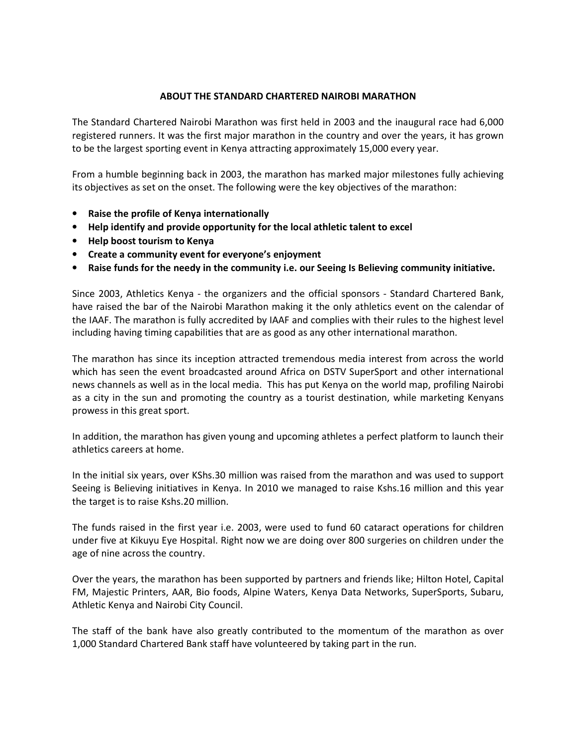## ABOUT THE STANDARD CHARTERED NAIROBI MARATHON

The Standard Chartered Nairobi Marathon was first held in 2003 and the inaugural race had 6,000 registered runners. It was the first major marathon in the country and over the years, it has grown to be the largest sporting event in Kenya attracting approximately 15,000 every year.

From a humble beginning back in 2003, the marathon has marked major milestones fully achieving its objectives as set on the onset. The following were the key objectives of the marathon:

- **Raise the profile of Kenya internationally**
- **Help identify and provide opportunity for the local athletic talent to excel**
- **Help boost tourism to Kenya**
- **Create a community event for everyone's enjoyment**
- **Raise funds for the needy in the community i.e. our Seeing Is Believing community initiative.**

Since 2003, Athletics Kenya - the organizers and the official sponsors - Standard Chartered Bank, have raised the bar of the Nairobi Marathon making it the only athletics event on the calendar of the IAAF. The marathon is fully accredited by IAAF and complies with their rules to the highest level including having timing capabilities that are as good as any other international marathon.

The marathon has since its inception attracted tremendous media interest from across the world which has seen the event broadcasted around Africa on DSTV SuperSport and other international news channels as well as in the local media. This has put Kenya on the world map, profiling Nairobi as a city in the sun and promoting the country as a tourist destination, while marketing Kenyans prowess in this great sport.

In addition, the marathon has given young and upcoming athletes a perfect platform to launch their athletics careers at home.

In the initial six years, over KShs.30 million was raised from the marathon and was used to support Seeing is Believing initiatives in Kenya. In 2010 we managed to raise Kshs.16 million and this year the target is to raise Kshs.20 million.

The funds raised in the first year i.e. 2003, were used to fund 60 cataract operations for children under five at Kikuyu Eye Hospital. Right now we are doing over 800 surgeries on children under the age of nine across the country.

Over the years, the marathon has been supported by partners and friends like; Hilton Hotel, Capital FM, Majestic Printers, AAR, Bio foods, Alpine Waters, Kenya Data Networks, SuperSports, Subaru, Athletic Kenya and Nairobi City Council.

The staff of the bank have also greatly contributed to the momentum of the marathon as over 1,000 Standard Chartered Bank staff have volunteered by taking part in the run.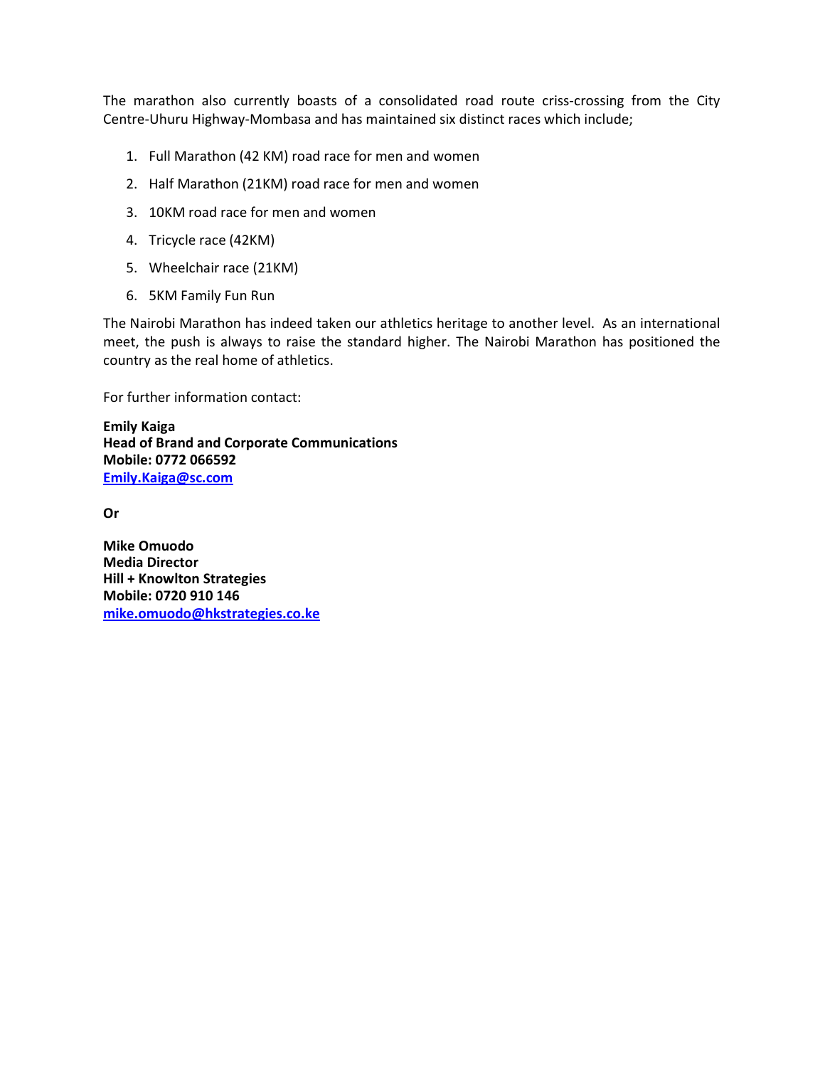The marathon also currently boasts of a consolidated road route criss-crossing from the City Centre-Uhuru Highway-Mombasa and has maintained six distinct races which include;

1. Full Marathon (42 KM) road race for men and women
2. Half Marathon (21KM) road race for men and women
3. 10KM road race for men and women
4. Tricycle race (42KM)
5. Wheelchair race (21KM)
6. 5KM Family Fun Run

The Nairobi Marathon has indeed taken our athletics heritage to another level. As an international meet, the push is always to raise the standard higher. The Nairobi Marathon has positioned the country as the real home of athletics.

For further information contact:

**Emily Kaiga**
**Head of Brand and Corporate Communications**
**Mobile: 0772 066592**
**Emily.Kaiga@sc.com**

**Or**

**Mike Omuodo**
**Media Director**
**Hill + Knowlton Strategies**
**Mobile: 0720 910 146**
**mike.omuodo@hkstrategies.co.ke**